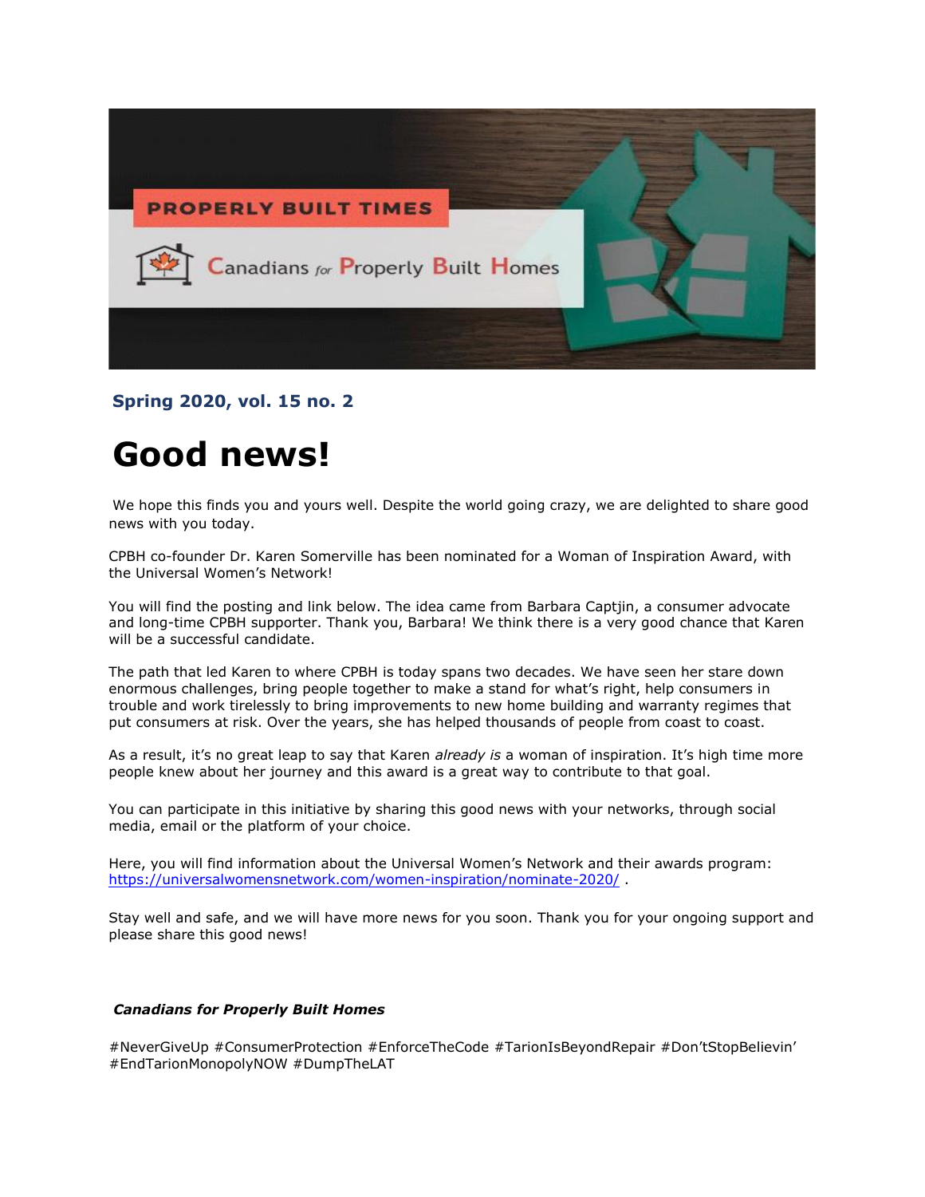PROPERLY BUILT TIMES

Canadians for Properly Built Homes

**Spring 2020, vol. 15 no. 2**

# Good news!

We hope this finds you and yours well. Despite the world going crazy, we are delighted to share good news with you today.

CPBH co-founder Dr. Karen Somerville has been nominated for a Woman of Inspiration Award, with the Universal Women's Network!

You will find the posting and link below. The idea came from Barbara Captjin, a consumer advocate and long-time CPBH supporter. Thank you, Barbara! We think there is a very good chance that Karen will be a successful candidate.

The path that led Karen to where CPBH is today spans two decades. We have seen her stare down enormous challenges, bring people together to make a stand for what's right, help consumers in trouble and work tirelessly to bring improvements to new home building and warranty regimes that put consumers at risk. Over the years, she has helped thousands of people from coast to coast.

As a result, it's no great leap to say that Karen *already is* a woman of inspiration. It's high time more people knew about her journey and this award is a great way to contribute to that goal.

You can participate in this initiative by sharing this good news with your networks, through social media, email or the platform of your choice.

Here, you will find information about the Universal Women's Network and their awards program: https://universalwomensnetwork.com/women-inspiration/nominate-2020/ .

Stay well and safe, and we will have more news for you soon. Thank you for your ongoing support and please share this good news!

***Canadians for Properly Built Homes***

#NeverGiveUp #ConsumerProtection #EnforceTheCode #TarionIsBeyondRepair #Don'tStopBelievin' #EndTarionMonopolyNOW #DumpTheLAT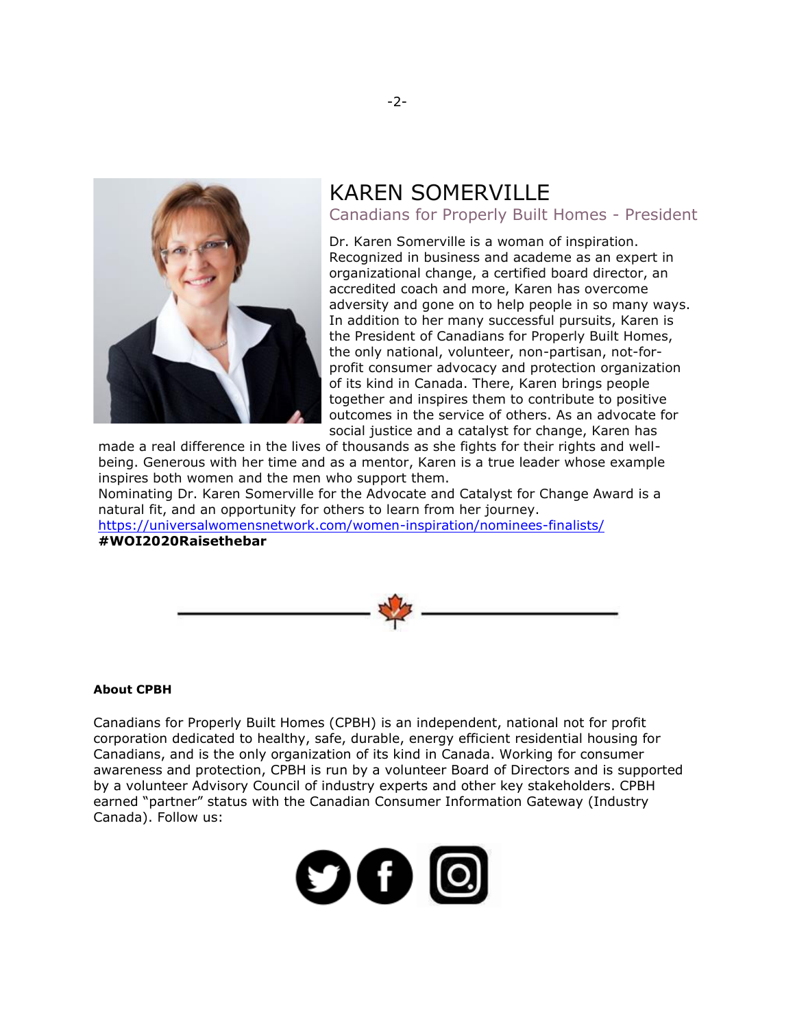# KAREN SOMERVILLE

## Canadians for Properly Built Homes - President

Dr. Karen Somerville is a woman of inspiration. Recognized in business and academe as an expert in organizational change, a certified board director, an accredited coach and more, Karen has overcome adversity and gone on to help people in so many ways. In addition to her many successful pursuits, Karen is the President of Canadians for Properly Built Homes, the only national, volunteer, non-partisan, not-for-profit consumer advocacy and protection organization of its kind in Canada. There, Karen brings people together and inspires them to contribute to positive outcomes in the service of others. As an advocate for social justice and a catalyst for change, Karen has made a real difference in the lives of thousands as she fights for their rights and well-being. Generous with her time and as a mentor, Karen is a true leader whose example inspires both women and the men who support them.

Nominating Dr. Karen Somerville for the Advocate and Catalyst for Change Award is a natural fit, and an opportunity for others to learn from her journey.

https://universalwomensnetwork.com/women-inspiration/nominees-finalists/

**#WOI2020Raisethebar**

---

**About CPBH**

Canadians for Properly Built Homes (CPBH) is an independent, national not for profit corporation dedicated to healthy, safe, durable, energy efficient residential housing for Canadians, and is the only organization of its kind in Canada. Working for consumer awareness and protection, CPBH is run by a volunteer Board of Directors and is supported by a volunteer Advisory Council of industry experts and other key stakeholders. CPBH earned "partner" status with the Canadian Consumer Information Gateway (Industry Canada). Follow us: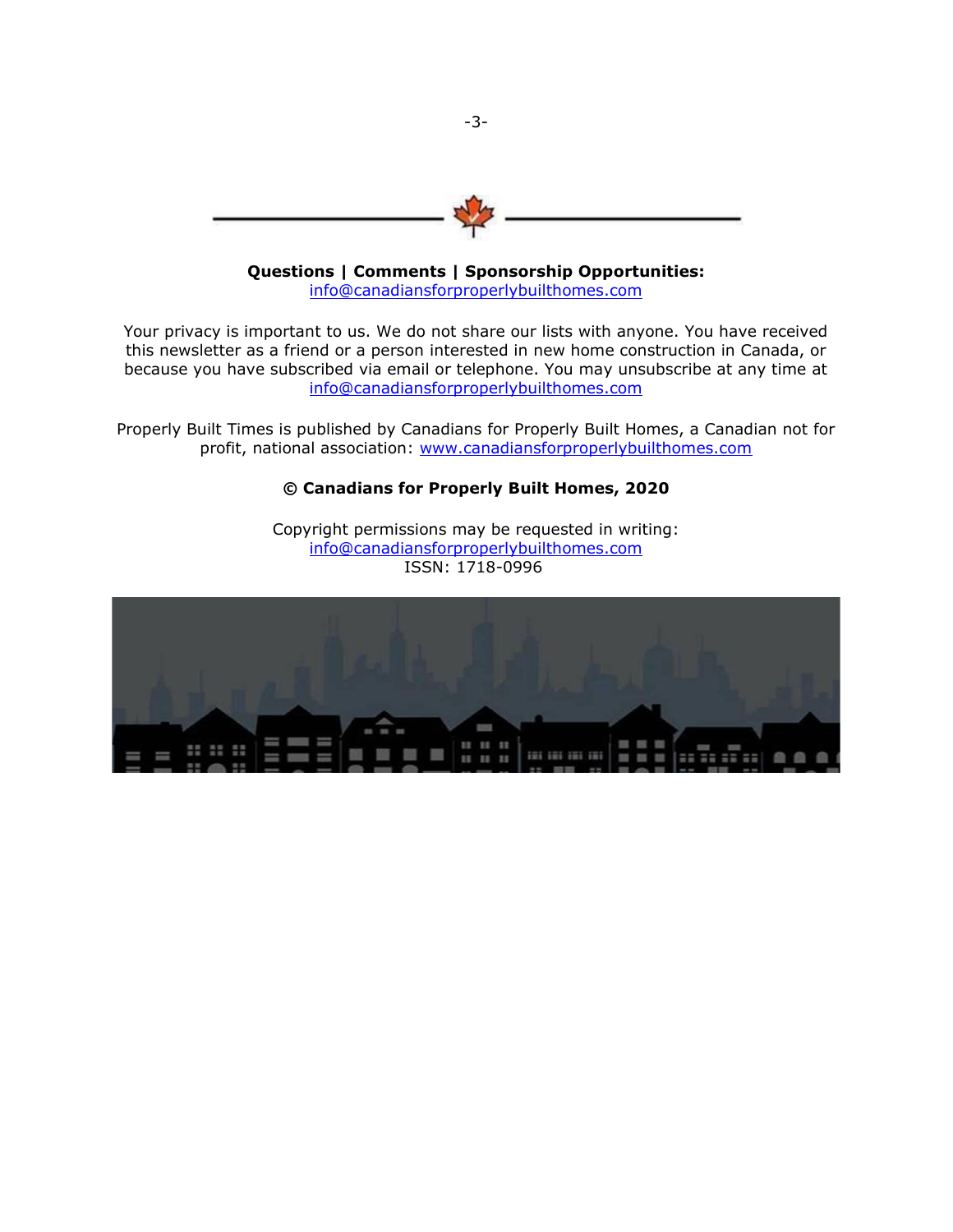**Questions | Comments | Sponsorship Opportunities:**
info@canadiansforproperlybuilthomes.com

Your privacy is important to us. We do not share our lists with anyone. You have received this newsletter as a friend or a person interested in new home construction in Canada, or because you have subscribed via email or telephone. You may unsubscribe at any time at info@canadiansforproperlybuilthomes.com

Properly Built Times is published by Canadians for Properly Built Homes, a Canadian not for profit, national association: www.canadiansforproperlybuilthomes.com

**© Canadians for Properly Built Homes, 2020**

Copyright permissions may be requested in writing:
info@canadiansforproperlybuilthomes.com
ISSN: 1718-0996